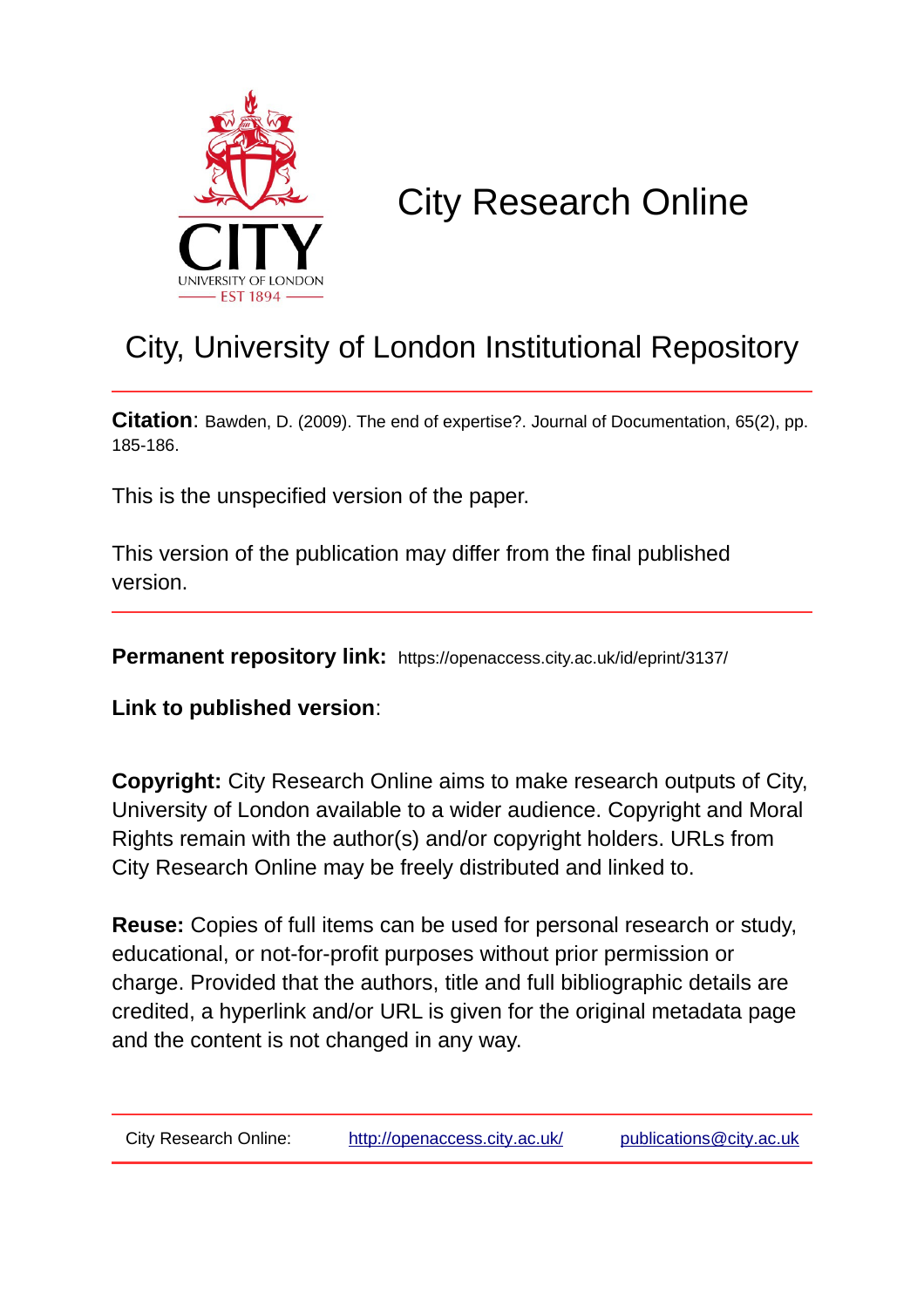# City Research Online

## City, University of London Institutional Repository

**Citation**: Bawden, D. (2009). The end of expertise?. Journal of Documentation, 65(2), pp. 185-186.

This is the unspecified version of the paper.

This version of the publication may differ from the final published version.

**Permanent repository link:** https://openaccess.city.ac.uk/id/eprint/3137/

**Link to published version**:

**Copyright:** City Research Online aims to make research outputs of City, University of London available to a wider audience. Copyright and Moral Rights remain with the author(s) and/or copyright holders. URLs from City Research Online may be freely distributed and linked to.

**Reuse:** Copies of full items can be used for personal research or study, educational, or not-for-profit purposes without prior permission or charge. Provided that the authors, title and full bibliographic details are credited, a hyperlink and/or URL is given for the original metadata page and the content is not changed in any way.

City Research Online: http://openaccess.city.ac.uk/ publications@city.ac.uk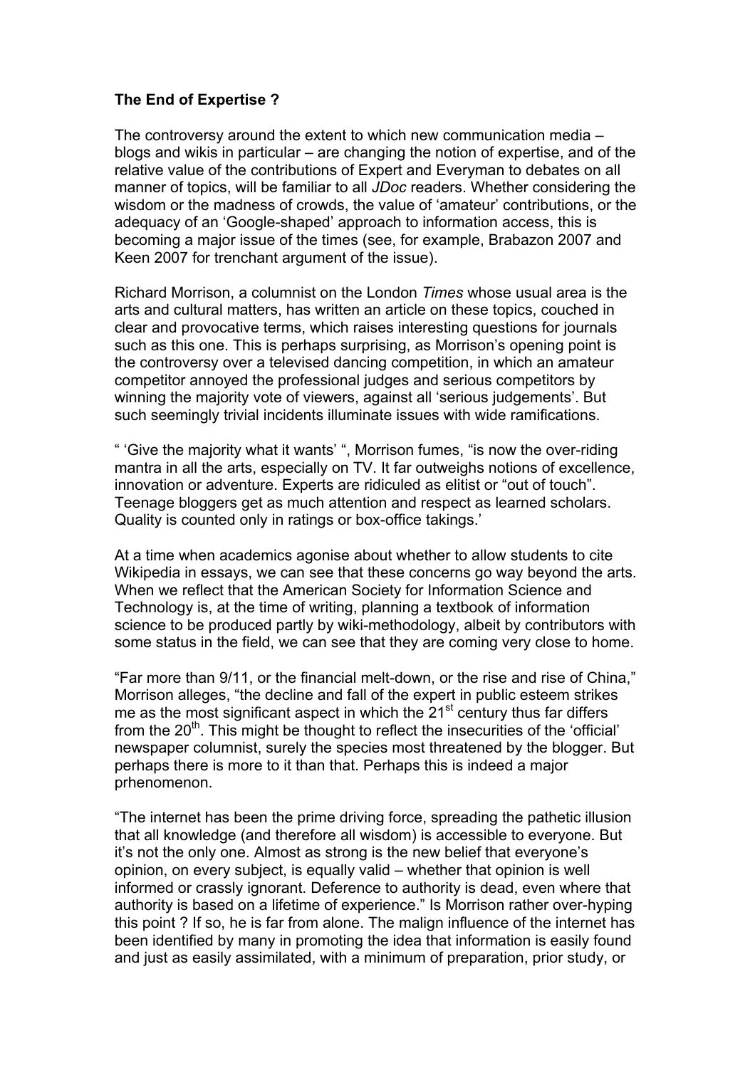**The End of Expertise ?**

The controversy around the extent to which new communication media – blogs and wikis in particular – are changing the notion of expertise, and of the relative value of the contributions of Expert and Everyman to debates on all manner of topics, will be familiar to all *JDoc* readers. Whether considering the wisdom or the madness of crowds, the value of 'amateur' contributions, or the adequacy of an 'Google-shaped' approach to information access, this is becoming a major issue of the times (see, for example, Brabazon 2007 and Keen 2007 for trenchant argument of the issue).

Richard Morrison, a columnist on the London *Times* whose usual area is the arts and cultural matters, has written an article on these topics, couched in clear and provocative terms, which raises interesting questions for journals such as this one. This is perhaps surprising, as Morrison's opening point is the controversy over a televised dancing competition, in which an amateur competitor annoyed the professional judges and serious competitors by winning the majority vote of viewers, against all 'serious judgements'. But such seemingly trivial incidents illuminate issues with wide ramifications.

" 'Give the majority what it wants' ", Morrison fumes, "is now the over-riding mantra in all the arts, especially on TV. It far outweighs notions of excellence, innovation or adventure. Experts are ridiculed as elitist or "out of touch". Teenage bloggers get as much attention and respect as learned scholars. Quality is counted only in ratings or box-office takings.'

At a time when academics agonise about whether to allow students to cite Wikipedia in essays, we can see that these concerns go way beyond the arts. When we reflect that the American Society for Information Science and Technology is, at the time of writing, planning a textbook of information science to be produced partly by wiki-methodology, albeit by contributors with some status in the field, we can see that they are coming very close to home.

"Far more than 9/11, or the financial melt-down, or the rise and rise of China," Morrison alleges, "the decline and fall of the expert in public esteem strikes me as the most significant aspect in which the 21st century thus far differs from the 20th. This might be thought to reflect the insecurities of the 'official' newspaper columnist, surely the species most threatened by the blogger. But perhaps there is more to it than that. Perhaps this is indeed a major prhenomenon.

"The internet has been the prime driving force, spreading the pathetic illusion that all knowledge (and therefore all wisdom) is accessible to everyone. But it's not the only one. Almost as strong is the new belief that everyone's opinion, on every subject, is equally valid – whether that opinion is well informed or crassly ignorant. Deference to authority is dead, even where that authority is based on a lifetime of experience." Is Morrison rather over-hyping this point ? If so, he is far from alone. The malign influence of the internet has been identified by many in promoting the idea that information is easily found and just as easily assimilated, with a minimum of preparation, prior study, or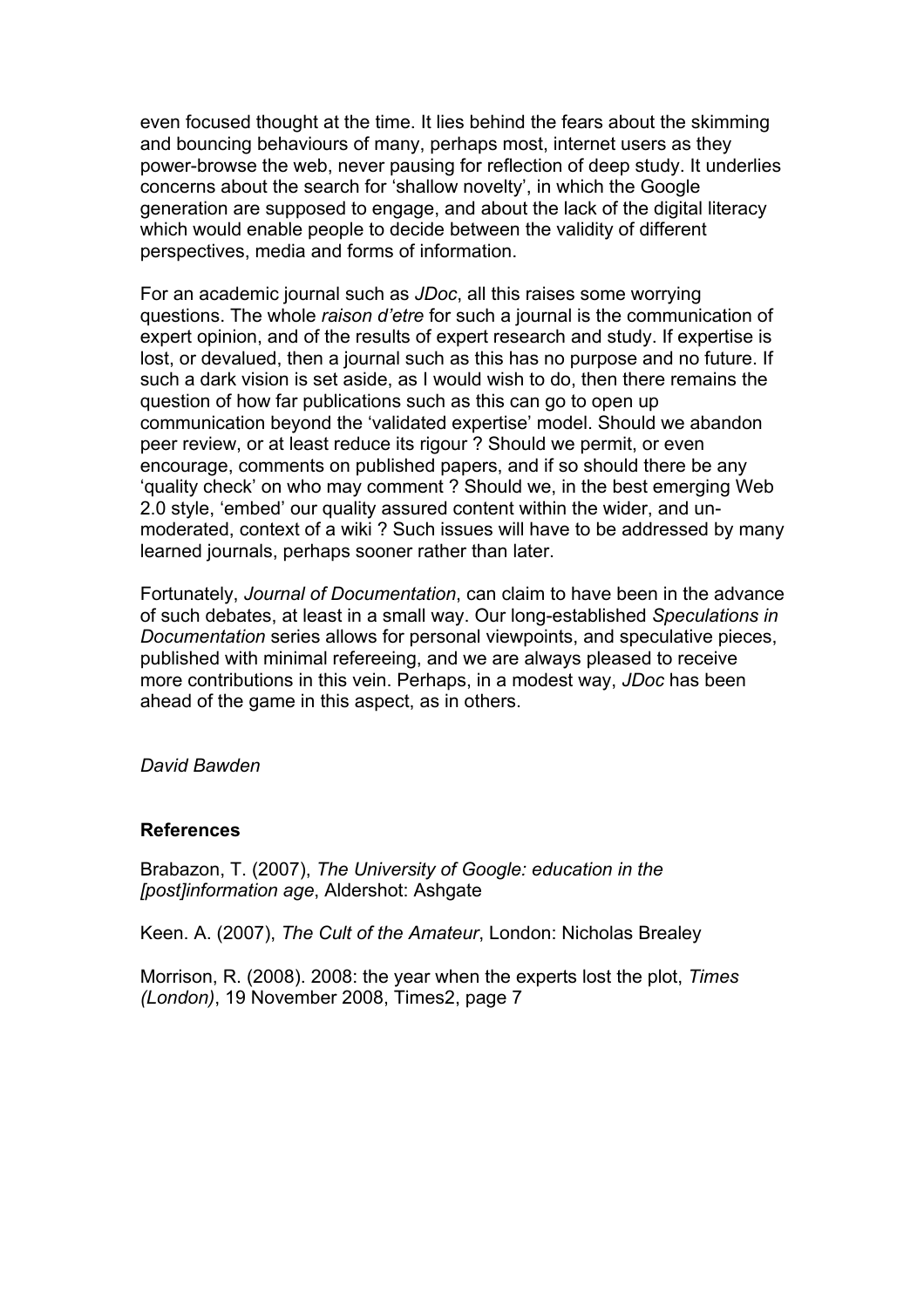even focused thought at the time. It lies behind the fears about the skimming and bouncing behaviours of many, perhaps most, internet users as they power-browse the web, never pausing for reflection of deep study. It underlies concerns about the search for 'shallow novelty', in which the Google generation are supposed to engage, and about the lack of the digital literacy which would enable people to decide between the validity of different perspectives, media and forms of information.

For an academic journal such as *JDoc*, all this raises some worrying questions. The whole *raison d'etre* for such a journal is the communication of expert opinion, and of the results of expert research and study. If expertise is lost, or devalued, then a journal such as this has no purpose and no future. If such a dark vision is set aside, as I would wish to do, then there remains the question of how far publications such as this can go to open up communication beyond the 'validated expertise' model. Should we abandon peer review, or at least reduce its rigour ? Should we permit, or even encourage, comments on published papers, and if so should there be any 'quality check' on who may comment ? Should we, in the best emerging Web 2.0 style, 'embed' our quality assured content within the wider, and un-moderated, context of a wiki ? Such issues will have to be addressed by many learned journals, perhaps sooner rather than later.

Fortunately, *Journal of Documentation*, can claim to have been in the advance of such debates, at least in a small way. Our long-established *Speculations in Documentation* series allows for personal viewpoints, and speculative pieces, published with minimal refereeing, and we are always pleased to receive more contributions in this vein. Perhaps, in a modest way, *JDoc* has been ahead of the game in this aspect, as in others.

*David Bawden*

**References**

Brabazon, T. (2007), *The University of Google: education in the [post]information age*, Aldershot: Ashgate

Keen. A. (2007), *The Cult of the Amateur*, London: Nicholas Brealey

Morrison, R. (2008). 2008: the year when the experts lost the plot, *Times (London)*, 19 November 2008, Times2, page 7